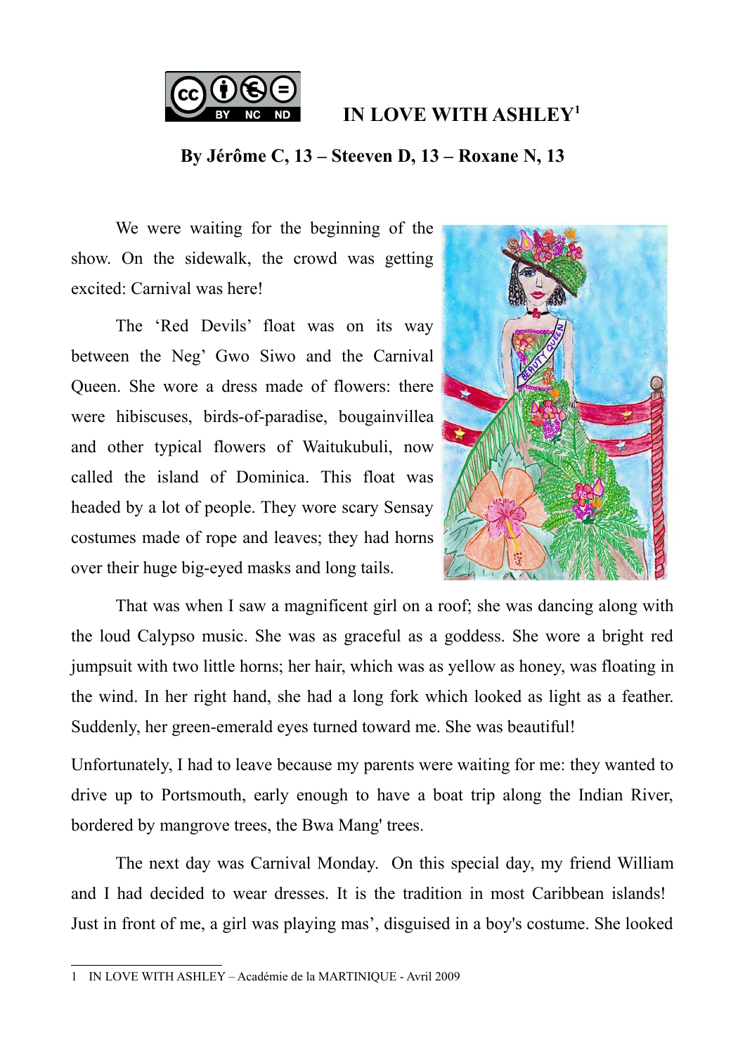# IN LOVE WITH ASHLEY[1]

**By Jérôme C, 13 – Steeven D, 13 – Roxane N, 13**

We were waiting for the beginning of the show. On the sidewalk, the crowd was getting excited: Carnival was here!

The 'Red Devils' float was on its way between the Neg' Gwo Siwo and the Carnival Queen. She wore a dress made of flowers: there were hibiscuses, birds-of-paradise, bougainvillea and other typical flowers of Waitukubuli, now called the island of Dominica. This float was headed by a lot of people. They wore scary Sensay costumes made of rope and leaves; they had horns over their huge big-eyed masks and long tails.

That was when I saw a magnificent girl on a roof; she was dancing along with the loud Calypso music. She was as graceful as a goddess. She wore a bright red jumpsuit with two little horns; her hair, which was as yellow as honey, was floating in the wind. In her right hand, she had a long fork which looked as light as a feather. Suddenly, her green-emerald eyes turned toward me. She was beautiful!

Unfortunately, I had to leave because my parents were waiting for me: they wanted to drive up to Portsmouth, early enough to have a boat trip along the Indian River, bordered by mangrove trees, the Bwa Mang' trees.

The next day was Carnival Monday. On this special day, my friend William and I had decided to wear dresses. It is the tradition in most Caribbean islands! Just in front of me, a girl was playing mas', disguised in a boy's costume. She looked

---

1 IN LOVE WITH ASHLEY – Académie de la MARTINIQUE - Avril 2009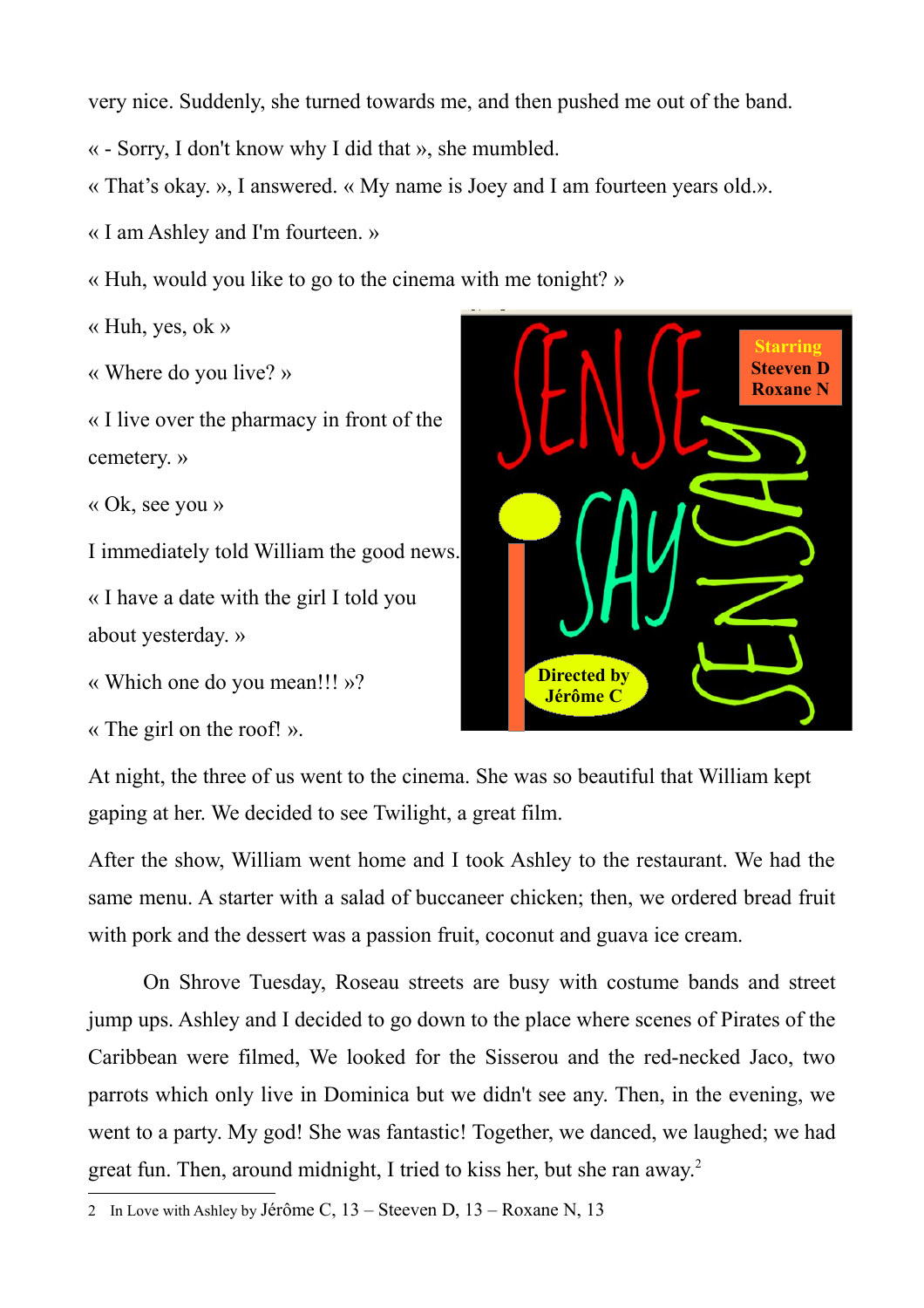very nice. Suddenly, she turned towards me, and then pushed me out of the band.

« - Sorry, I don't know why I did that », she mumbled.

« That's okay. », I answered. « My name is Joey and I am fourteen years old.».

« I am Ashley and I'm fourteen. »

« Huh, would you like to go to the cinema with me tonight? »

« Huh, yes, ok »

« Where do you live? »

« I live over the pharmacy in front of the cemetery. »

« Ok, see you »

I immediately told William the good news.

« I have a date with the girl I told you about yesterday. »

« Which one do you mean!!! »?

« The girl on the roof! ».

At night, the three of us went to the cinema. She was so beautiful that William kept gaping at her. We decided to see Twilight, a great film.

After the show, William went home and I took Ashley to the restaurant. We had the same menu. A starter with a salad of buccaneer chicken; then, we ordered bread fruit with pork and the dessert was a passion fruit, coconut and guava ice cream.

On Shrove Tuesday, Roseau streets are busy with costume bands and street jump ups. Ashley and I decided to go down to the place where scenes of Pirates of the Caribbean were filmed, We looked for the Sisserou and the red-necked Jaco, two parrots which only live in Dominica but we didn't see any. Then, in the evening, we went to a party. My god! She was fantastic! Together, we danced, we laughed; we had great fun. Then, around midnight, I tried to kiss her, but she ran away.[2]

---

2 In Love with Ashley by Jérôme C, 13 – Steeven D, 13 – Roxane N, 13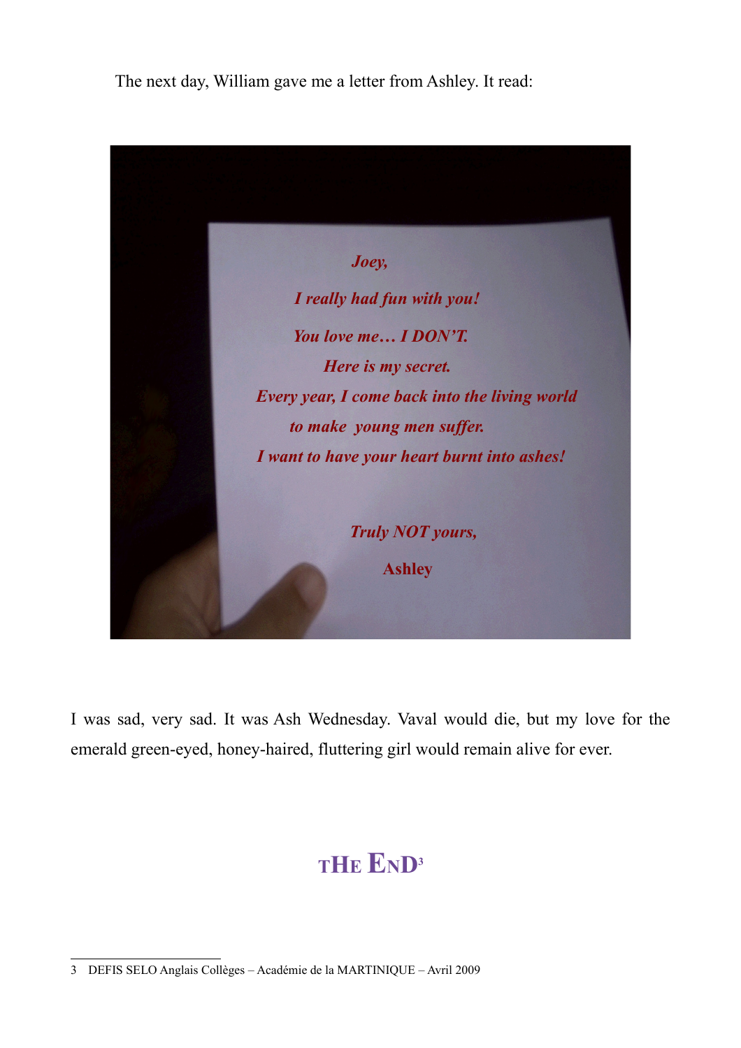The next day, William gave me a letter from Ashley. It read:

*Joey,*

*I really had fun with you!*

*You love me… I DON'T.*

*Here is my secret.*

*Every year, I come back into the living world*

*to make young men suffer.*

*I want to have your heart burnt into ashes!*

*Truly NOT yours,*

**Ashley**

I was sad, very sad. It was Ash Wednesday. Vaval would die, but my love for the emerald green-eyed, honey-haired, fluttering girl would remain alive for ever.

## THE END[3]

---

3 DEFIS SELO Anglais Collèges – Académie de la MARTINIQUE – Avril 2009